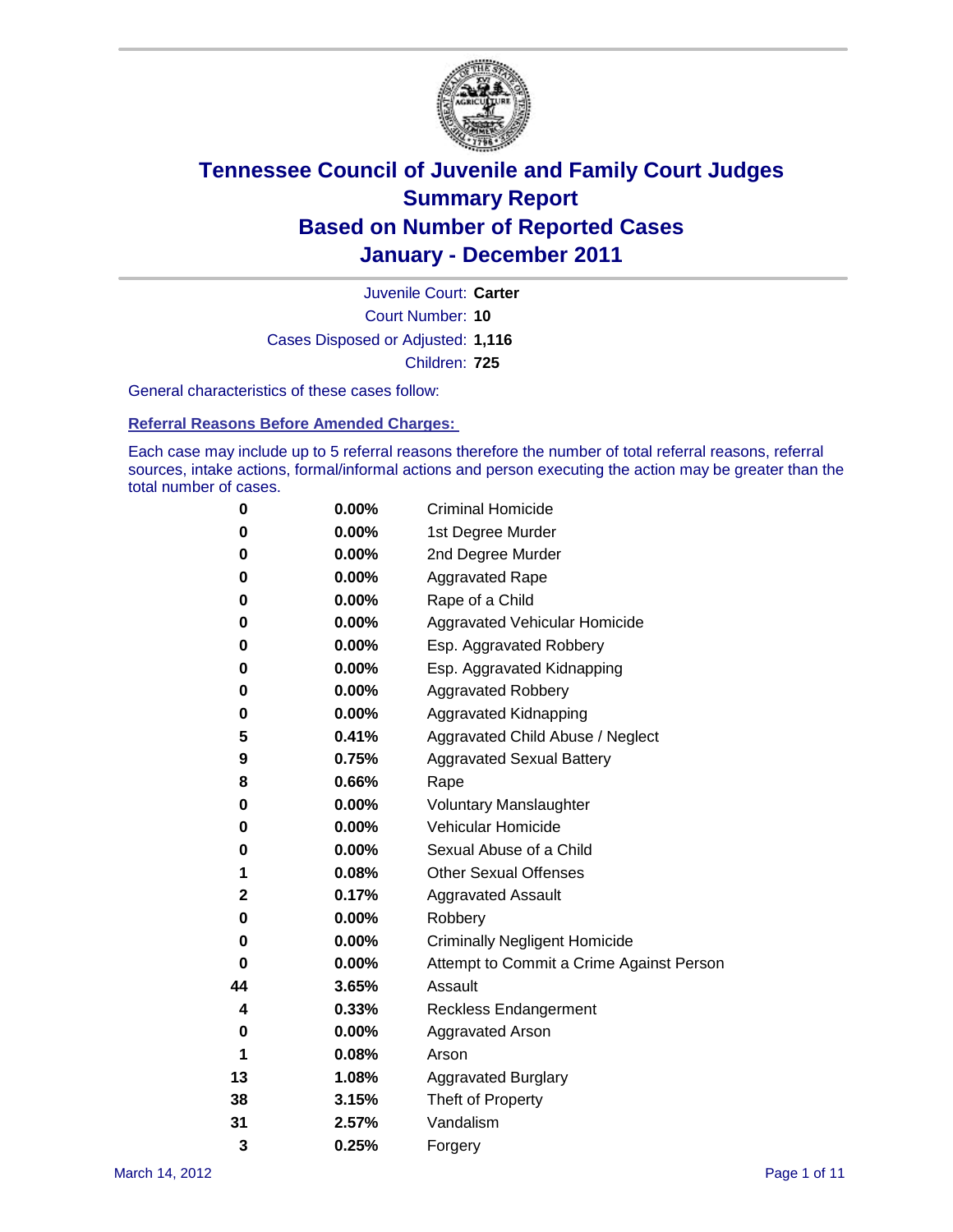# Tennessee Council of Juvenile and Family Court Judges
## Summary Report
## Based on Number of Reported Cases
## January - December 2011

Juvenile Court: **Carter**

Court Number: **10**

Cases Disposed or Adjusted: **1,116**

Children: **725**

General characteristics of these cases follow:

### Referral Reasons Before Amended Charges:

Each case may include up to 5 referral reasons therefore the number of total referral reasons, referral sources, intake actions, formal/informal actions and person executing the action may be greater than the total number of cases.

| Count | Percent | Referral Reason |
|---|---|---|
| 0 | 0.00% | Criminal Homicide |
| 0 | 0.00% | 1st Degree Murder |
| 0 | 0.00% | 2nd Degree Murder |
| 0 | 0.00% | Aggravated Rape |
| 0 | 0.00% | Rape of a Child |
| 0 | 0.00% | Aggravated Vehicular Homicide |
| 0 | 0.00% | Esp. Aggravated Robbery |
| 0 | 0.00% | Esp. Aggravated Kidnapping |
| 0 | 0.00% | Aggravated Robbery |
| 0 | 0.00% | Aggravated Kidnapping |
| 5 | 0.41% | Aggravated Child Abuse / Neglect |
| 9 | 0.75% | Aggravated Sexual Battery |
| 8 | 0.66% | Rape |
| 0 | 0.00% | Voluntary Manslaughter |
| 0 | 0.00% | Vehicular Homicide |
| 0 | 0.00% | Sexual Abuse of a Child |
| 1 | 0.08% | Other Sexual Offenses |
| 2 | 0.17% | Aggravated Assault |
| 0 | 0.00% | Robbery |
| 0 | 0.00% | Criminally Negligent Homicide |
| 0 | 0.00% | Attempt to Commit a Crime Against Person |
| 44 | 3.65% | Assault |
| 4 | 0.33% | Reckless Endangerment |
| 0 | 0.00% | Aggravated Arson |
| 1 | 0.08% | Arson |
| 13 | 1.08% | Aggravated Burglary |
| 38 | 3.15% | Theft of Property |
| 31 | 2.57% | Vandalism |
| 3 | 0.25% | Forgery |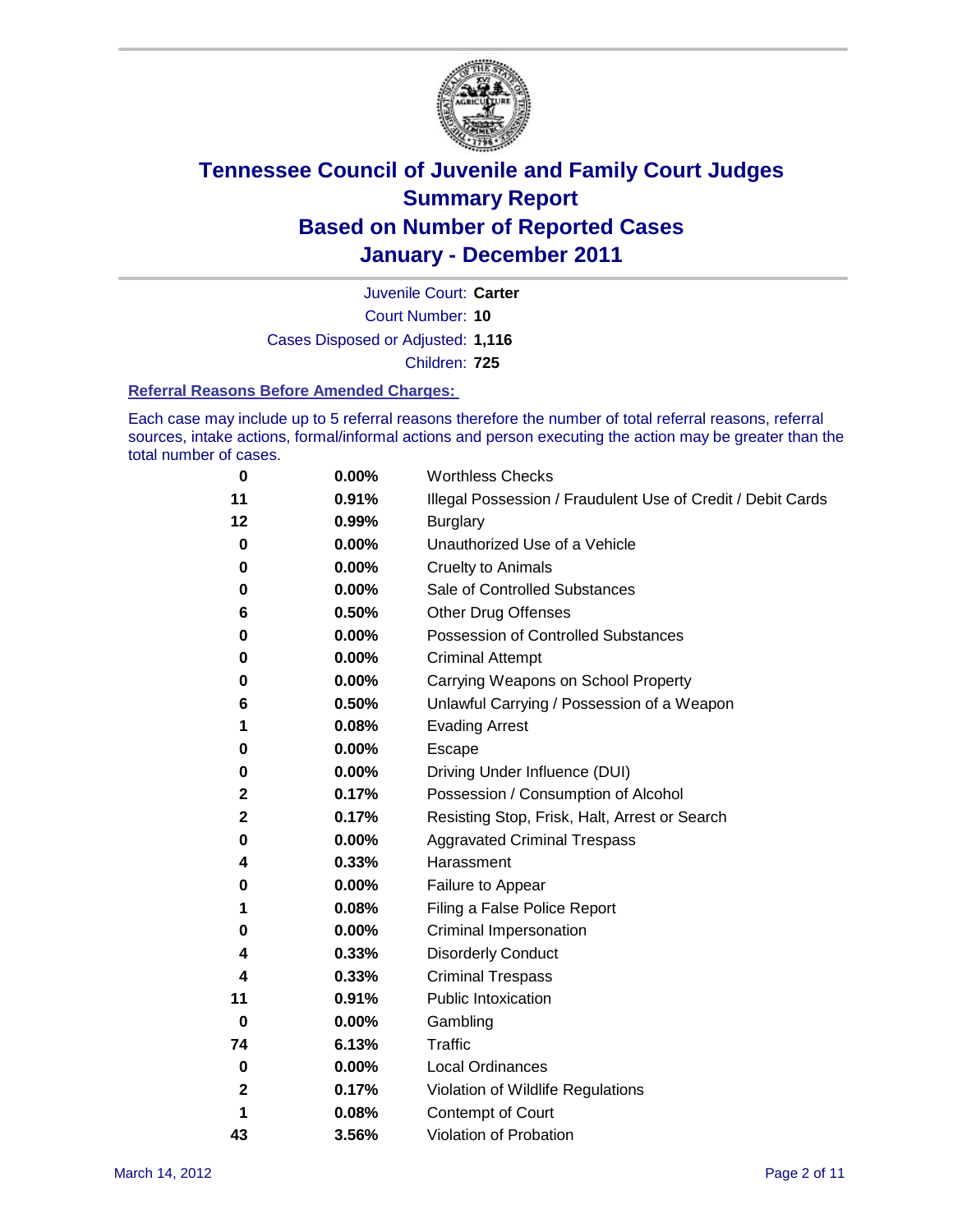# Tennessee Council of Juvenile and Family Court Judges
## Summary Report
## Based on Number of Reported Cases
## January - December 2011

Juvenile Court: **Carter**
Court Number: **10**
Cases Disposed or Adjusted: **1,116**
Children: **725**

### Referral Reasons Before Amended Charges:

Each case may include up to 5 referral reasons therefore the number of total referral reasons, referral sources, intake actions, formal/informal actions and person executing the action may be greater than the total number of cases.

| Count | Percent | Referral Reason |
|---|---|---|
| 0 | 0.00% | Worthless Checks |
| 11 | 0.91% | Illegal Possession / Fraudulent Use of Credit / Debit Cards |
| 12 | 0.99% | Burglary |
| 0 | 0.00% | Unauthorized Use of a Vehicle |
| 0 | 0.00% | Cruelty to Animals |
| 0 | 0.00% | Sale of Controlled Substances |
| 6 | 0.50% | Other Drug Offenses |
| 0 | 0.00% | Possession of Controlled Substances |
| 0 | 0.00% | Criminal Attempt |
| 0 | 0.00% | Carrying Weapons on School Property |
| 6 | 0.50% | Unlawful Carrying / Possession of a Weapon |
| 1 | 0.08% | Evading Arrest |
| 0 | 0.00% | Escape |
| 0 | 0.00% | Driving Under Influence (DUI) |
| 2 | 0.17% | Possession / Consumption of Alcohol |
| 2 | 0.17% | Resisting Stop, Frisk, Halt, Arrest or Search |
| 0 | 0.00% | Aggravated Criminal Trespass |
| 4 | 0.33% | Harassment |
| 0 | 0.00% | Failure to Appear |
| 1 | 0.08% | Filing a False Police Report |
| 0 | 0.00% | Criminal Impersonation |
| 4 | 0.33% | Disorderly Conduct |
| 4 | 0.33% | Criminal Trespass |
| 11 | 0.91% | Public Intoxication |
| 0 | 0.00% | Gambling |
| 74 | 6.13% | Traffic |
| 0 | 0.00% | Local Ordinances |
| 2 | 0.17% | Violation of Wildlife Regulations |
| 1 | 0.08% | Contempt of Court |
| 43 | 3.56% | Violation of Probation |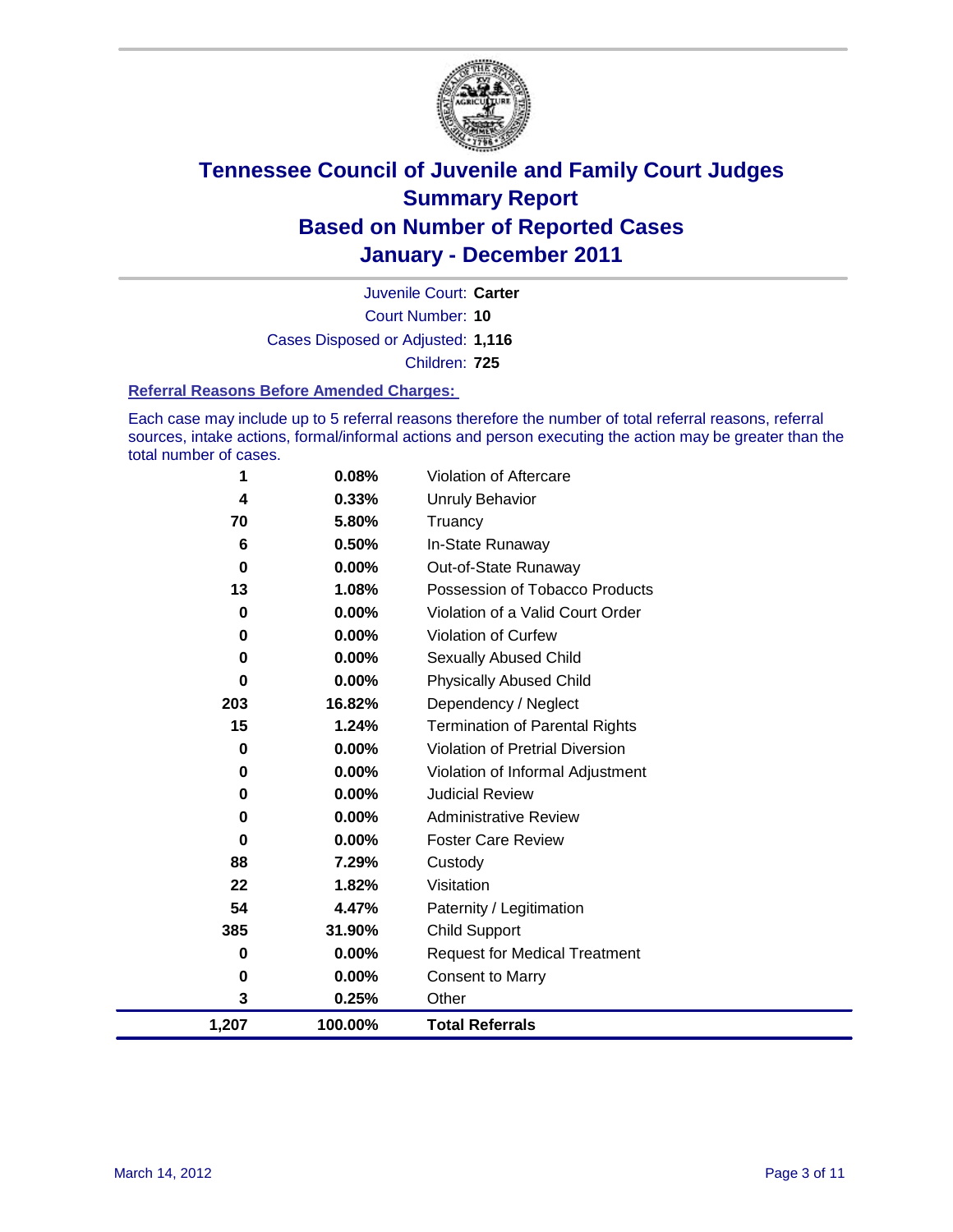# Tennessee Council of Juvenile and Family Court Judges
## Summary Report
## Based on Number of Reported Cases
## January - December 2011

Juvenile Court: **Carter**

Court Number: **10**

Cases Disposed or Adjusted: **1,116**

Children: **725**

### Referral Reasons Before Amended Charges:

Each case may include up to 5 referral reasons therefore the number of total referral reasons, referral sources, intake actions, formal/informal actions and person executing the action may be greater than the total number of cases.

| | | |
|---|---|---|
| 1 | 0.08% | Violation of Aftercare |
| 4 | 0.33% | Unruly Behavior |
| 70 | 5.80% | Truancy |
| 6 | 0.50% | In-State Runaway |
| 0 | 0.00% | Out-of-State Runaway |
| 13 | 1.08% | Possession of Tobacco Products |
| 0 | 0.00% | Violation of a Valid Court Order |
| 0 | 0.00% | Violation of Curfew |
| 0 | 0.00% | Sexually Abused Child |
| 0 | 0.00% | Physically Abused Child |
| 203 | 16.82% | Dependency / Neglect |
| 15 | 1.24% | Termination of Parental Rights |
| 0 | 0.00% | Violation of Pretrial Diversion |
| 0 | 0.00% | Violation of Informal Adjustment |
| 0 | 0.00% | Judicial Review |
| 0 | 0.00% | Administrative Review |
| 0 | 0.00% | Foster Care Review |
| 88 | 7.29% | Custody |
| 22 | 1.82% | Visitation |
| 54 | 4.47% | Paternity / Legitimation |
| 385 | 31.90% | Child Support |
| 0 | 0.00% | Request for Medical Treatment |
| 0 | 0.00% | Consent to Marry |
| 3 | 0.25% | Other |
| **1,207** | **100.00%** | **Total Referrals** |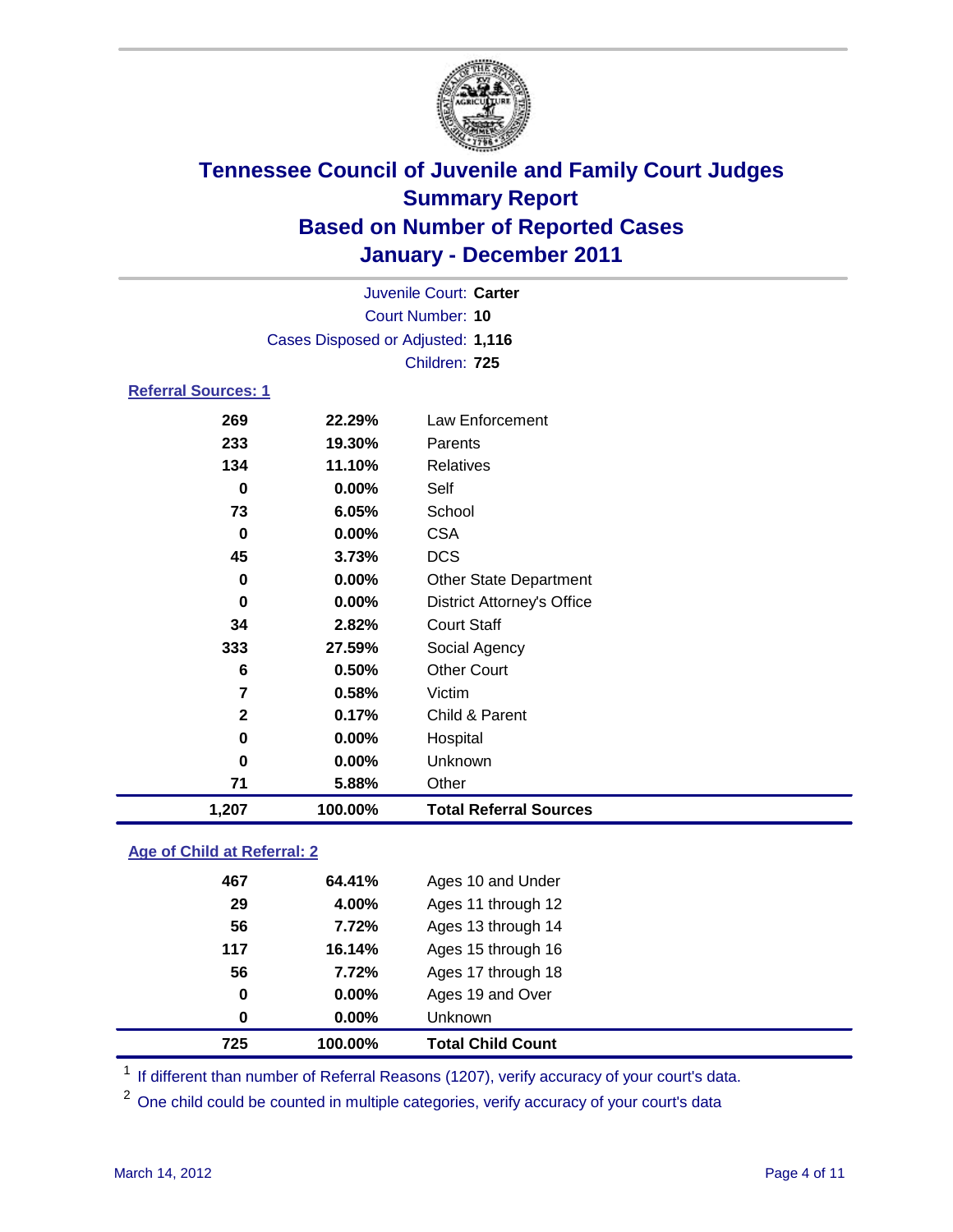# Tennessee Council of Juvenile and Family Court Judges
## Summary Report
## Based on Number of Reported Cases
## January - December 2011

Juvenile Court: **Carter**
Court Number: **10**
Cases Disposed or Adjusted: **1,116**
Children: **725**

### Referral Sources: 1

| Count | Percent | Source |
|---|---|---|
| 269 | 22.29% | Law Enforcement |
| 233 | 19.30% | Parents |
| 134 | 11.10% | Relatives |
| 0 | 0.00% | Self |
| 73 | 6.05% | School |
| 0 | 0.00% | CSA |
| 45 | 3.73% | DCS |
| 0 | 0.00% | Other State Department |
| 0 | 0.00% | District Attorney's Office |
| 34 | 2.82% | Court Staff |
| 333 | 27.59% | Social Agency |
| 6 | 0.50% | Other Court |
| 7 | 0.58% | Victim |
| 2 | 0.17% | Child & Parent |
| 0 | 0.00% | Hospital |
| 0 | 0.00% | Unknown |
| 71 | 5.88% | Other |
| **1,207** | **100.00%** | **Total Referral Sources** |

### Age of Child at Referral: 2

| Count | Percent | Age |
|---|---|---|
| 467 | 64.41% | Ages 10 and Under |
| 29 | 4.00% | Ages 11 through 12 |
| 56 | 7.72% | Ages 13 through 14 |
| 117 | 16.14% | Ages 15 through 16 |
| 56 | 7.72% | Ages 17 through 18 |
| 0 | 0.00% | Ages 19 and Over |
| 0 | 0.00% | Unknown |
| **725** | **100.00%** | **Total Child Count** |

[1] If different than number of Referral Reasons (1207), verify accuracy of your court's data.

[2] One child could be counted in multiple categories, verify accuracy of your court's data

March 14, 2012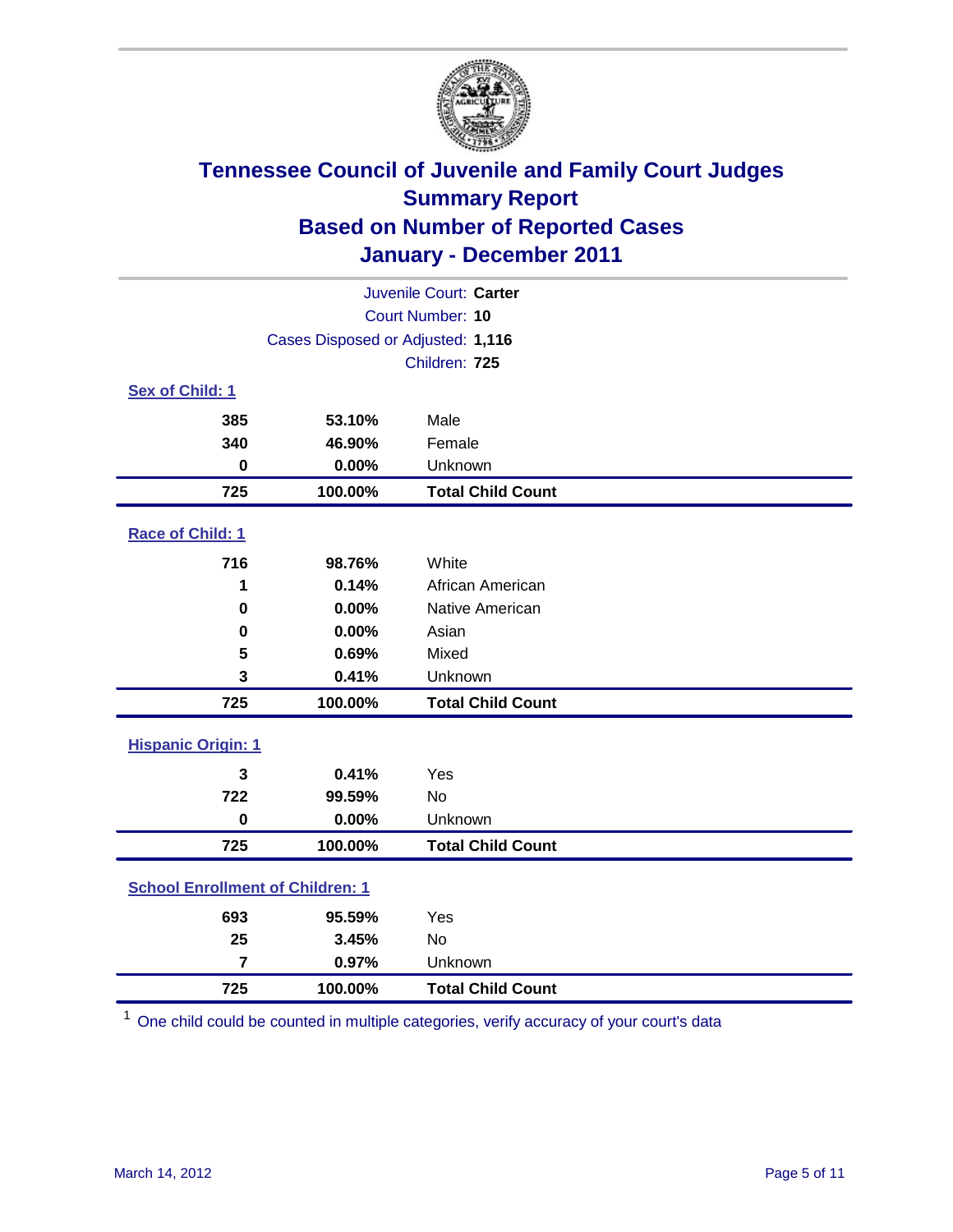# Tennessee Council of Juvenile and Family Court Judges
## Summary Report
## Based on Number of Reported Cases
## January - December 2011

Juvenile Court: **Carter**
Court Number: **10**
Cases Disposed or Adjusted: **1,116**
Children: **725**

### Sex of Child: 1

| Count | Percent | Category |
|---|---|---|
| 385 | 53.10% | Male |
| 340 | 46.90% | Female |
| 0 | 0.00% | Unknown |
| **725** | **100.00%** | **Total Child Count** |

### Race of Child: 1

| Count | Percent | Category |
|---|---|---|
| 716 | 98.76% | White |
| 1 | 0.14% | African American |
| 0 | 0.00% | Native American |
| 0 | 0.00% | Asian |
| 5 | 0.69% | Mixed |
| 3 | 0.41% | Unknown |
| **725** | **100.00%** | **Total Child Count** |

### Hispanic Origin: 1

| Count | Percent | Category |
|---|---|---|
| 3 | 0.41% | Yes |
| 722 | 99.59% | No |
| 0 | 0.00% | Unknown |
| **725** | **100.00%** | **Total Child Count** |

### School Enrollment of Children: 1

| Count | Percent | Category |
|---|---|---|
| 693 | 95.59% | Yes |
| 25 | 3.45% | No |
| 7 | 0.97% | Unknown |
| **725** | **100.00%** | **Total Child Count** |

[1] One child could be counted in multiple categories, verify accuracy of your court's data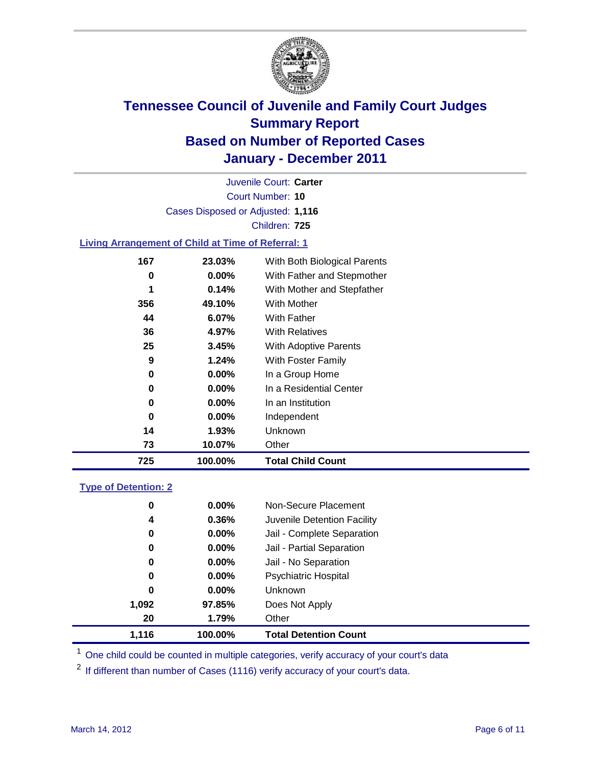# Tennessee Council of Juvenile and Family Court Judges
## Summary Report
## Based on Number of Reported Cases
## January - December 2011

Juvenile Court: **Carter**

Court Number: **10**

Cases Disposed or Adjusted: **1,116**

Children: **725**

### Living Arrangement of Child at Time of Referral: 1

| | | |
|---|---|---|
| 167 | 23.03% | With Both Biological Parents |
| 0 | 0.00% | With Father and Stepmother |
| 1 | 0.14% | With Mother and Stepfather |
| 356 | 49.10% | With Mother |
| 44 | 6.07% | With Father |
| 36 | 4.97% | With Relatives |
| 25 | 3.45% | With Adoptive Parents |
| 9 | 1.24% | With Foster Family |
| 0 | 0.00% | In a Group Home |
| 0 | 0.00% | In a Residential Center |
| 0 | 0.00% | In an Institution |
| 0 | 0.00% | Independent |
| 14 | 1.93% | Unknown |
| 73 | 10.07% | Other |
| **725** | **100.00%** | **Total Child Count** |

### Type of Detention: 2

| | | |
|---|---|---|
| 0 | 0.00% | Non-Secure Placement |
| 4 | 0.36% | Juvenile Detention Facility |
| 0 | 0.00% | Jail - Complete Separation |
| 0 | 0.00% | Jail - Partial Separation |
| 0 | 0.00% | Jail - No Separation |
| 0 | 0.00% | Psychiatric Hospital |
| 0 | 0.00% | Unknown |
| 1,092 | 97.85% | Does Not Apply |
| 20 | 1.79% | Other |
| **1,116** | **100.00%** | **Total Detention Count** |

[1] One child could be counted in multiple categories, verify accuracy of your court's data

[2] If different than number of Cases (1116) verify accuracy of your court's data.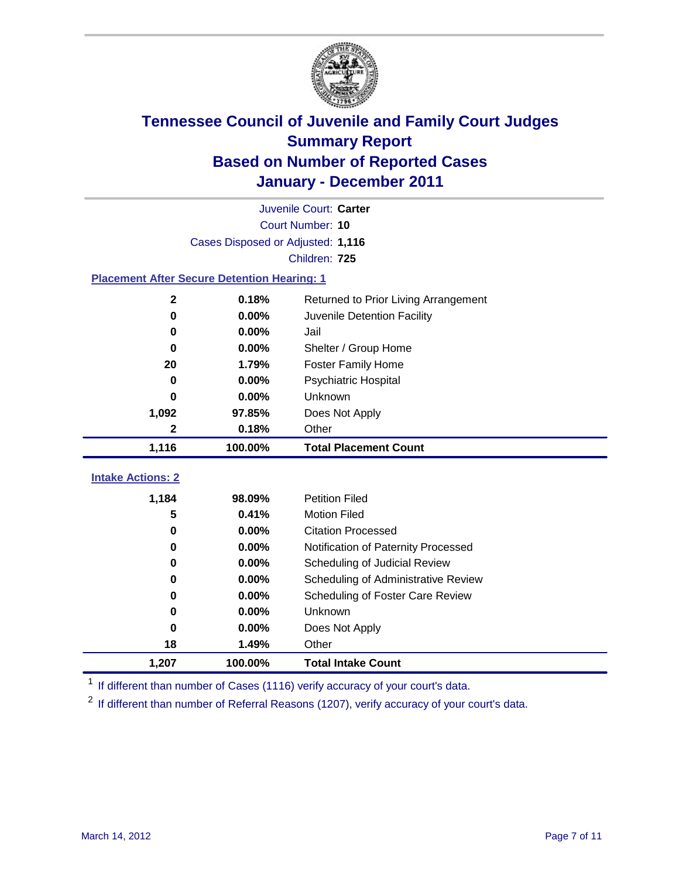# Tennessee Council of Juvenile and Family Court Judges
## Summary Report
## Based on Number of Reported Cases
## January - December 2011

Juvenile Court: **Carter**

Court Number: **10**

Cases Disposed or Adjusted: **1,116**

Children: **725**

### Placement After Secure Detention Hearing: 1

| | | |
|---|---|---|
| 2 | 0.18% | Returned to Prior Living Arrangement |
| 0 | 0.00% | Juvenile Detention Facility |
| 0 | 0.00% | Jail |
| 0 | 0.00% | Shelter / Group Home |
| 20 | 1.79% | Foster Family Home |
| 0 | 0.00% | Psychiatric Hospital |
| 0 | 0.00% | Unknown |
| 1,092 | 97.85% | Does Not Apply |
| 2 | 0.18% | Other |
| **1,116** | **100.00%** | **Total Placement Count** |

### Intake Actions: 2

| | | |
|---|---|---|
| 1,184 | 98.09% | Petition Filed |
| 5 | 0.41% | Motion Filed |
| 0 | 0.00% | Citation Processed |
| 0 | 0.00% | Notification of Paternity Processed |
| 0 | 0.00% | Scheduling of Judicial Review |
| 0 | 0.00% | Scheduling of Administrative Review |
| 0 | 0.00% | Scheduling of Foster Care Review |
| 0 | 0.00% | Unknown |
| 0 | 0.00% | Does Not Apply |
| 18 | 1.49% | Other |
| **1,207** | **100.00%** | **Total Intake Count** |

[1] If different than number of Cases (1116) verify accuracy of your court's data.

[2] If different than number of Referral Reasons (1207), verify accuracy of your court's data.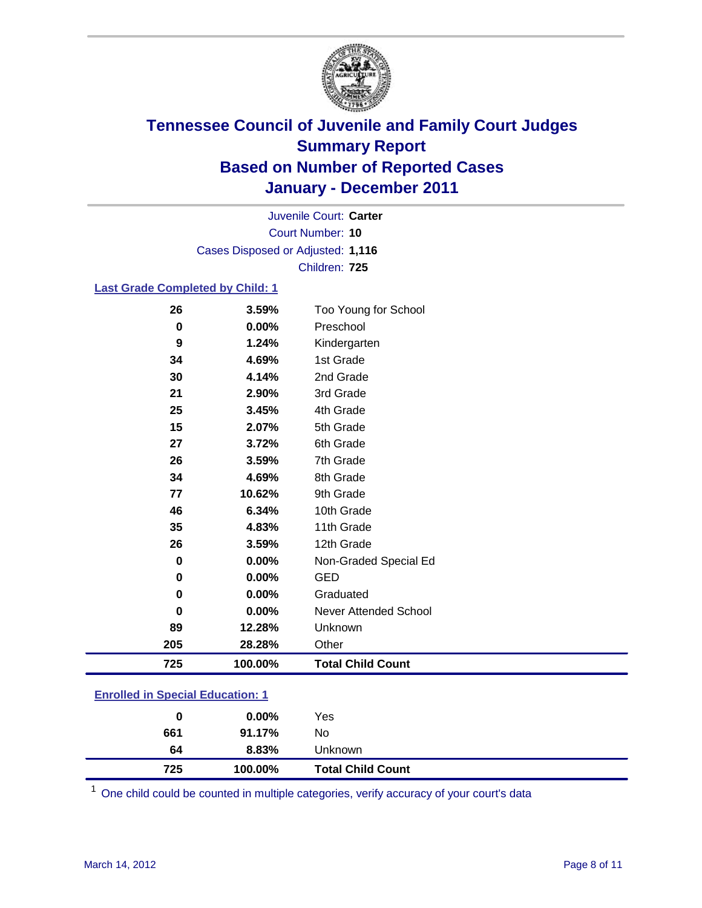# Tennessee Council of Juvenile and Family Court Judges
## Summary Report
## Based on Number of Reported Cases
## January - December 2011

Juvenile Court: **Carter**

Court Number: **10**

Cases Disposed or Adjusted: **1,116**

Children: **725**

### Last Grade Completed by Child: 1

| | | |
|---|---|---|
| 26 | 3.59% | Too Young for School |
| 0 | 0.00% | Preschool |
| 9 | 1.24% | Kindergarten |
| 34 | 4.69% | 1st Grade |
| 30 | 4.14% | 2nd Grade |
| 21 | 2.90% | 3rd Grade |
| 25 | 3.45% | 4th Grade |
| 15 | 2.07% | 5th Grade |
| 27 | 3.72% | 6th Grade |
| 26 | 3.59% | 7th Grade |
| 34 | 4.69% | 8th Grade |
| 77 | 10.62% | 9th Grade |
| 46 | 6.34% | 10th Grade |
| 35 | 4.83% | 11th Grade |
| 26 | 3.59% | 12th Grade |
| 0 | 0.00% | Non-Graded Special Ed |
| 0 | 0.00% | GED |
| 0 | 0.00% | Graduated |
| 0 | 0.00% | Never Attended School |
| 89 | 12.28% | Unknown |
| 205 | 28.28% | Other |
| **725** | **100.00%** | **Total Child Count** |

### Enrolled in Special Education: 1

| | | |
|---|---|---|
| 0 | 0.00% | Yes |
| 661 | 91.17% | No |
| 64 | 8.83% | Unknown |
| **725** | **100.00%** | **Total Child Count** |

[1] One child could be counted in multiple categories, verify accuracy of your court's data

March 14, 2012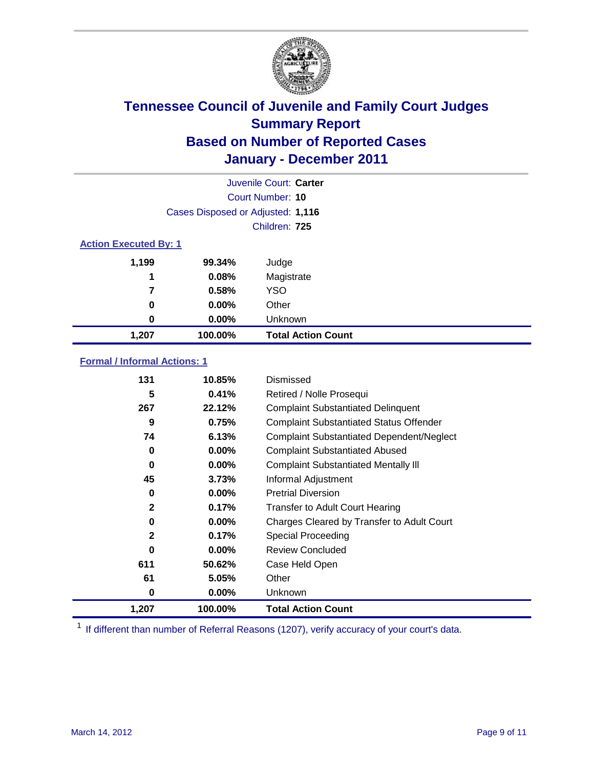# Tennessee Council of Juvenile and Family Court Judges
## Summary Report
## Based on Number of Reported Cases
## January - December 2011

Juvenile Court: **Carter**

Court Number: **10**

Cases Disposed or Adjusted: **1,116**

Children: **725**

### Action Executed By: 1

| | | |
|---|---|---|
| 1,199 | 99.34% | Judge |
| 1 | 0.08% | Magistrate |
| 7 | 0.58% | YSO |
| 0 | 0.00% | Other |
| 0 | 0.00% | Unknown |
| **1,207** | **100.00%** | **Total Action Count** |

### Formal / Informal Actions: 1

| | | |
|---|---|---|
| 131 | 10.85% | Dismissed |
| 5 | 0.41% | Retired / Nolle Prosequi |
| 267 | 22.12% | Complaint Substantiated Delinquent |
| 9 | 0.75% | Complaint Substantiated Status Offender |
| 74 | 6.13% | Complaint Substantiated Dependent/Neglect |
| 0 | 0.00% | Complaint Substantiated Abused |
| 0 | 0.00% | Complaint Substantiated Mentally Ill |
| 45 | 3.73% | Informal Adjustment |
| 0 | 0.00% | Pretrial Diversion |
| 2 | 0.17% | Transfer to Adult Court Hearing |
| 0 | 0.00% | Charges Cleared by Transfer to Adult Court |
| 2 | 0.17% | Special Proceeding |
| 0 | 0.00% | Review Concluded |
| 611 | 50.62% | Case Held Open |
| 61 | 5.05% | Other |
| 0 | 0.00% | Unknown |
| **1,207** | **100.00%** | **Total Action Count** |

[1] If different than number of Referral Reasons (1207), verify accuracy of your court's data.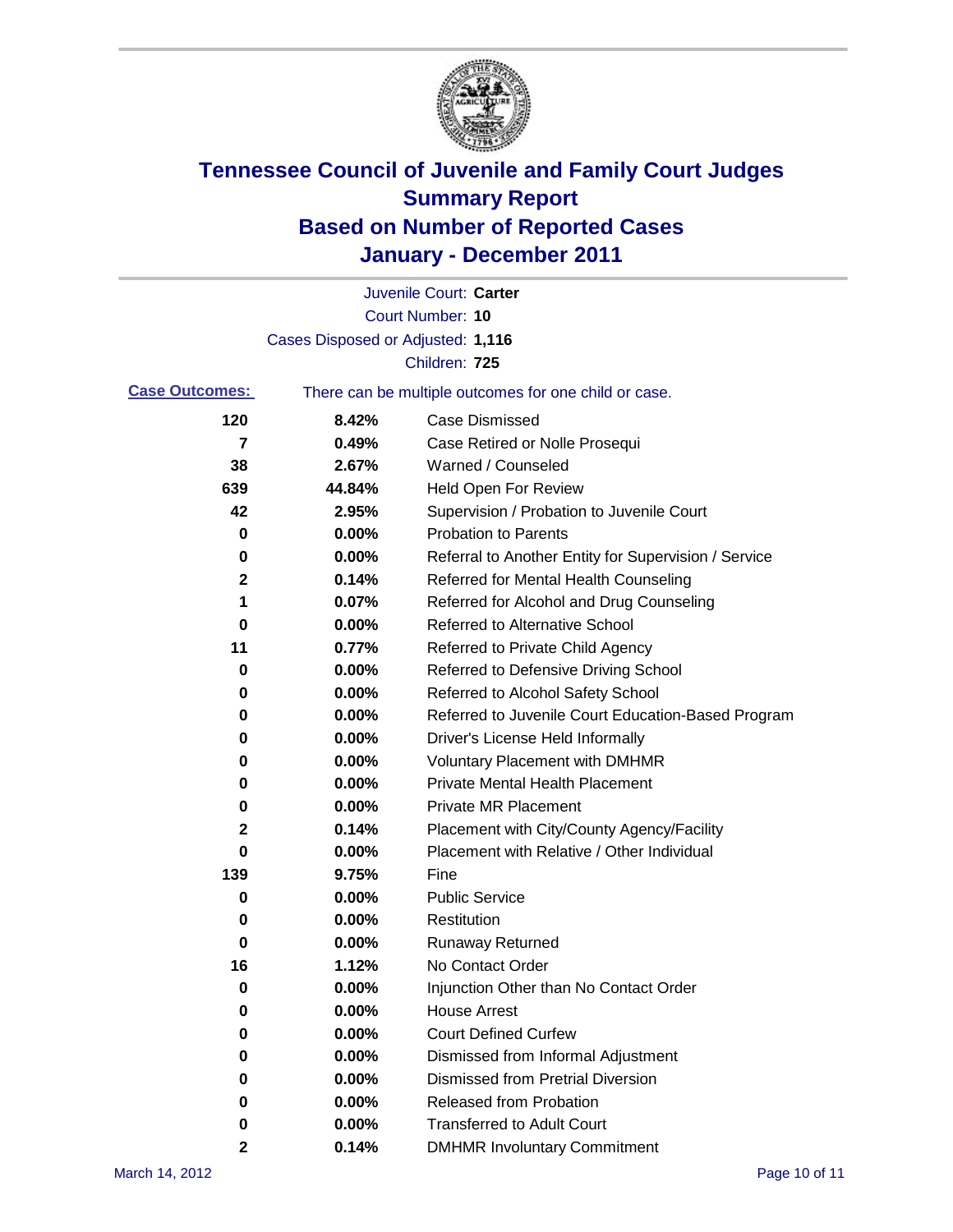# Tennessee Council of Juvenile and Family Court Judges
## Summary Report
## Based on Number of Reported Cases
## January - December 2011

Juvenile Court: **Carter**
Court Number: **10**
Cases Disposed or Adjusted: **1,116**
Children: **725**

**Case Outcomes:** There can be multiple outcomes for one child or case.

| Count | Percent | Outcome |
|---|---|---|
| 120 | 8.42% | Case Dismissed |
| 7 | 0.49% | Case Retired or Nolle Prosequi |
| 38 | 2.67% | Warned / Counseled |
| 639 | 44.84% | Held Open For Review |
| 42 | 2.95% | Supervision / Probation to Juvenile Court |
| 0 | 0.00% | Probation to Parents |
| 0 | 0.00% | Referral to Another Entity for Supervision / Service |
| 2 | 0.14% | Referred for Mental Health Counseling |
| 1 | 0.07% | Referred for Alcohol and Drug Counseling |
| 0 | 0.00% | Referred to Alternative School |
| 11 | 0.77% | Referred to Private Child Agency |
| 0 | 0.00% | Referred to Defensive Driving School |
| 0 | 0.00% | Referred to Alcohol Safety School |
| 0 | 0.00% | Referred to Juvenile Court Education-Based Program |
| 0 | 0.00% | Driver's License Held Informally |
| 0 | 0.00% | Voluntary Placement with DMHMR |
| 0 | 0.00% | Private Mental Health Placement |
| 0 | 0.00% | Private MR Placement |
| 2 | 0.14% | Placement with City/County Agency/Facility |
| 0 | 0.00% | Placement with Relative / Other Individual |
| 139 | 9.75% | Fine |
| 0 | 0.00% | Public Service |
| 0 | 0.00% | Restitution |
| 0 | 0.00% | Runaway Returned |
| 16 | 1.12% | No Contact Order |
| 0 | 0.00% | Injunction Other than No Contact Order |
| 0 | 0.00% | House Arrest |
| 0 | 0.00% | Court Defined Curfew |
| 0 | 0.00% | Dismissed from Informal Adjustment |
| 0 | 0.00% | Dismissed from Pretrial Diversion |
| 0 | 0.00% | Released from Probation |
| 0 | 0.00% | Transferred to Adult Court |
| 2 | 0.14% | DMHMR Involuntary Commitment |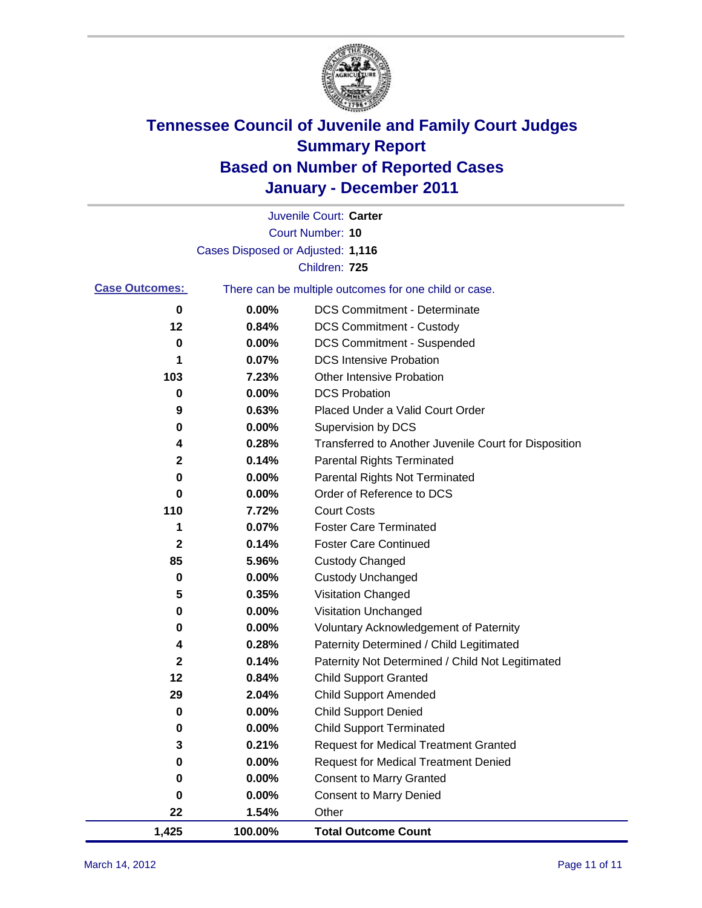# Tennessee Council of Juvenile and Family Court Judges
## Summary Report
## Based on Number of Reported Cases
## January - December 2011

Juvenile Court: **Carter**
Court Number: **10**
Cases Disposed or Adjusted: **1,116**
Children: **725**

**Case Outcomes:** There can be multiple outcomes for one child or case.

| | | |
|---|---|---|
| 0 | 0.00% | DCS Commitment - Determinate |
| 12 | 0.84% | DCS Commitment - Custody |
| 0 | 0.00% | DCS Commitment - Suspended |
| 1 | 0.07% | DCS Intensive Probation |
| 103 | 7.23% | Other Intensive Probation |
| 0 | 0.00% | DCS Probation |
| 9 | 0.63% | Placed Under a Valid Court Order |
| 0 | 0.00% | Supervision by DCS |
| 4 | 0.28% | Transferred to Another Juvenile Court for Disposition |
| 2 | 0.14% | Parental Rights Terminated |
| 0 | 0.00% | Parental Rights Not Terminated |
| 0 | 0.00% | Order of Reference to DCS |
| 110 | 7.72% | Court Costs |
| 1 | 0.07% | Foster Care Terminated |
| 2 | 0.14% | Foster Care Continued |
| 85 | 5.96% | Custody Changed |
| 0 | 0.00% | Custody Unchanged |
| 5 | 0.35% | Visitation Changed |
| 0 | 0.00% | Visitation Unchanged |
| 0 | 0.00% | Voluntary Acknowledgement of Paternity |
| 4 | 0.28% | Paternity Determined / Child Legitimated |
| 2 | 0.14% | Paternity Not Determined / Child Not Legitimated |
| 12 | 0.84% | Child Support Granted |
| 29 | 2.04% | Child Support Amended |
| 0 | 0.00% | Child Support Denied |
| 0 | 0.00% | Child Support Terminated |
| 3 | 0.21% | Request for Medical Treatment Granted |
| 0 | 0.00% | Request for Medical Treatment Denied |
| 0 | 0.00% | Consent to Marry Granted |
| 0 | 0.00% | Consent to Marry Denied |
| 22 | 1.54% | Other |
| **1,425** | **100.00%** | **Total Outcome Count** |

March 14, 2012